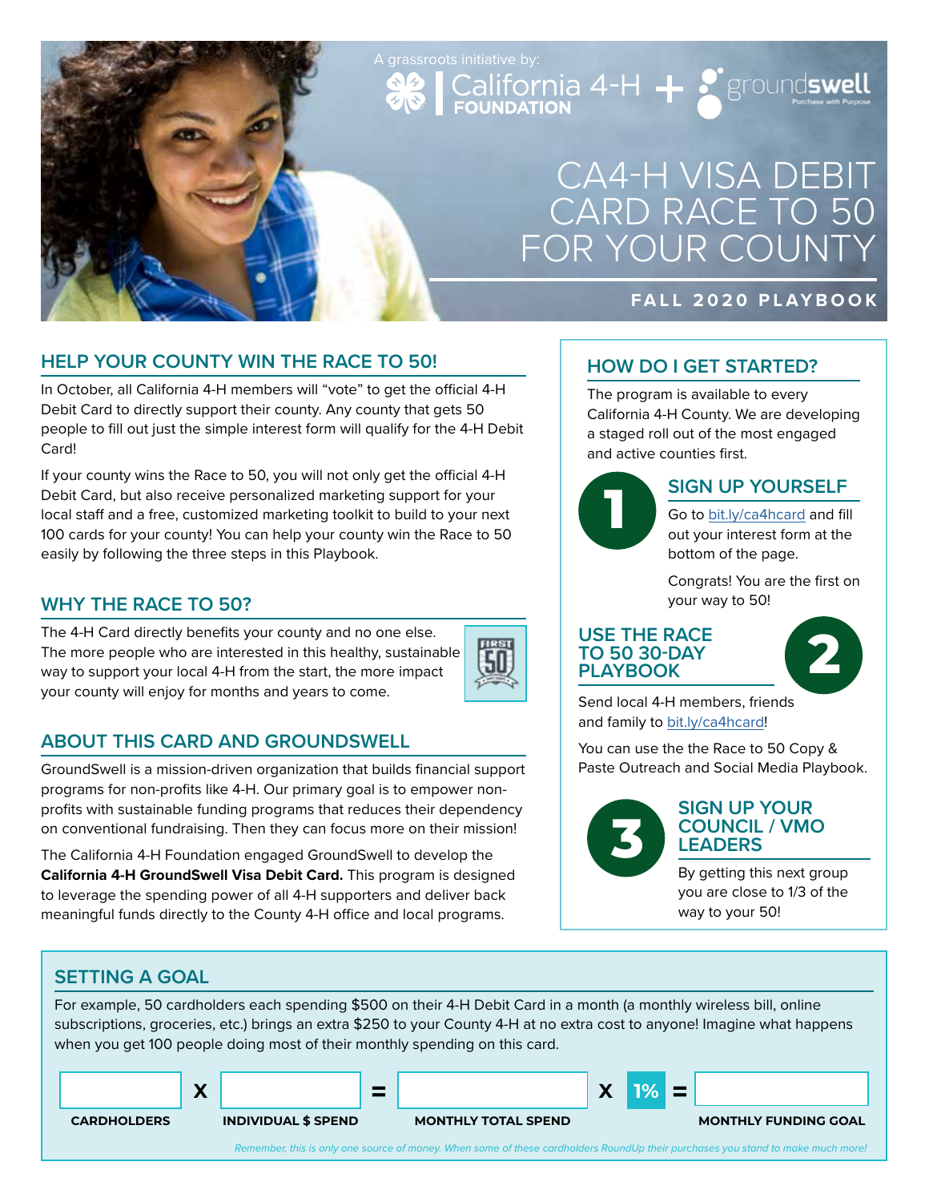A grassroots initiative by: California 4-H FOUNDATION + groundswell Purchase with Purpose

# CA4-H VISA DEBIT CARD RACE TO 50 FOR YOUR COUNTY

**FALL 2020 PLAYBOOK**

## HELP YOUR COUNTY WIN THE RACE TO 50!

In October, all California 4-H members will "vote" to get the official 4-H Debit Card to directly support their county. Any county that gets 50 people to fill out just the simple interest form will qualify for the 4-H Debit Card!

If your county wins the Race to 50, you will not only get the official 4-H Debit Card, but also receive personalized marketing support for your local staff and a free, customized marketing toolkit to build to your next 100 cards for your county! You can help your county win the Race to 50 easily by following the three steps in this Playbook.

## WHY THE RACE TO 50?

The 4-H Card directly benefits your county and no one else. The more people who are interested in this healthy, sustainable way to support your local 4-H from the start, the more impact your county will enjoy for months and years to come.

## ABOUT THIS CARD AND GROUNDSWELL

GroundSwell is a mission-driven organization that builds financial support programs for non-profits like 4-H. Our primary goal is to empower non-profits with sustainable funding programs that reduces their dependency on conventional fundraising. Then they can focus more on their mission!

The California 4-H Foundation engaged GroundSwell to develop the **California 4-H GroundSwell Visa Debit Card.** This program is designed to leverage the spending power of all 4-H supporters and deliver back meaningful funds directly to the County 4-H office and local programs.

## HOW DO I GET STARTED?

The program is available to every California 4-H County. We are developing a staged roll out of the most engaged and active counties first.

### 1 SIGN UP YOURSELF

Go to bit.ly/ca4hcard and fill out your interest form at the bottom of the page.

Congrats! You are the first on your way to 50!

### 2 USE THE RACE TO 50 30-DAY PLAYBOOK

Send local 4-H members, friends and family to bit.ly/ca4hcard!

You can use the the Race to 50 Copy & Paste Outreach and Social Media Playbook.

### 3 SIGN UP YOUR COUNCIL / VMO LEADERS

By getting this next group you are close to 1/3 of the way to your 50!

## SETTING A GOAL

For example, 50 cardholders each spending $500 on their 4-H Debit Card in a month (a monthly wireless bill, online subscriptions, groceries, etc.) brings an extra $250 to your County 4-H at no extra cost to anyone! Imagine what happens when you get 100 people doing most of their monthly spending on this card.

| ______ | X | ______ | = | ______ | X | 1% | = | ______ |
|---|---|---|---|---|---|---|---|---|
| CARDHOLDERS | | INDIVIDUAL $ SPEND | | MONTHLY TOTAL SPEND | | | | MONTHLY FUNDING GOAL |

*Remember, this is only one source of money. When some of these cardholders RoundUp their purchases you stand to make much more!*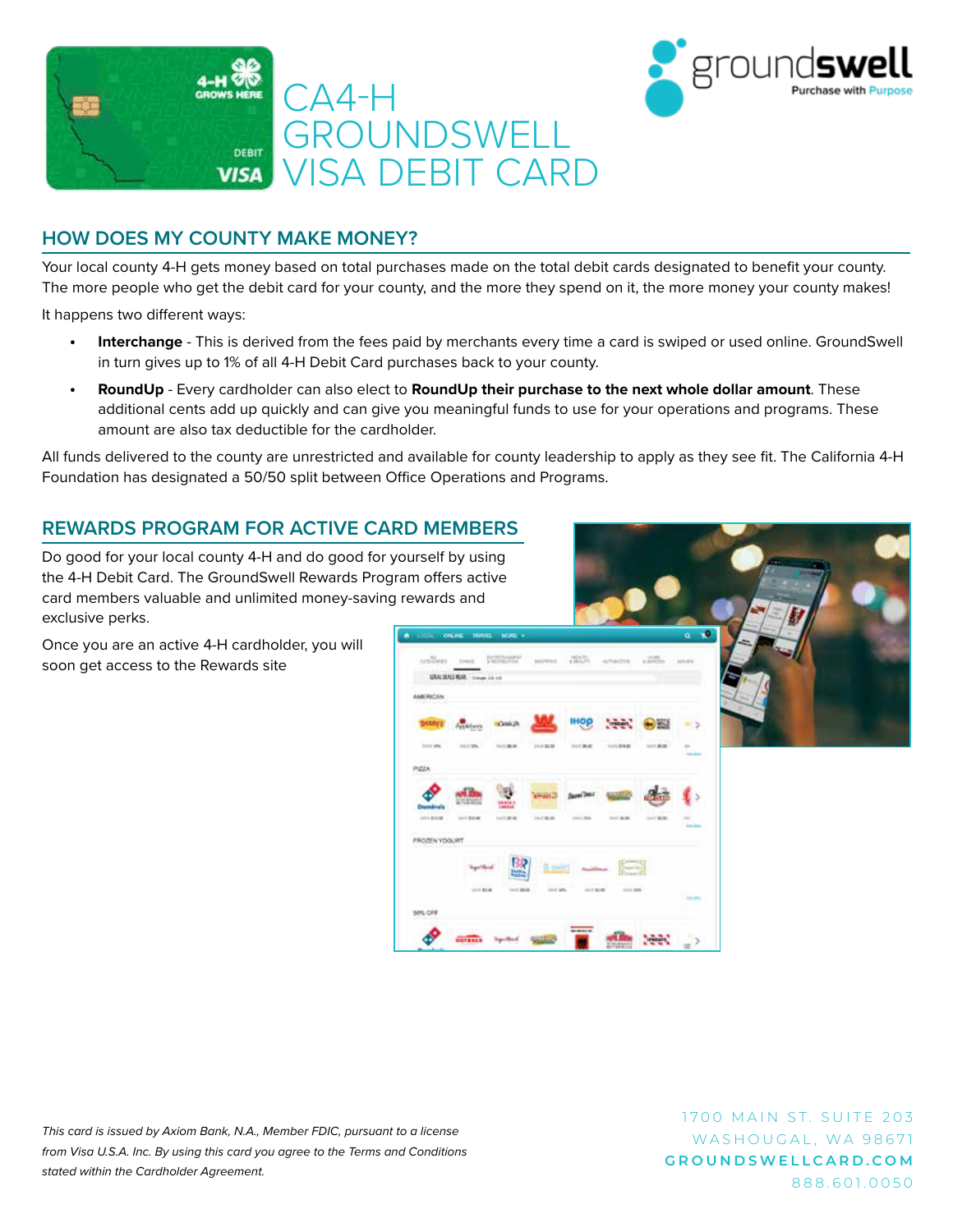# CA4-H GROUNDSWELL VISA DEBIT CARD

groundswell
Purchase with Purpose

## HOW DOES MY COUNTY MAKE MONEY?

Your local county 4-H gets money based on total purchases made on the total debit cards designated to benefit your county. The more people who get the debit card for your county, and the more they spend on it, the more money your county makes!

It happens two different ways:

- **Interchange** - This is derived from the fees paid by merchants every time a card is swiped or used online. GroundSwell in turn gives up to 1% of all 4-H Debit Card purchases back to your county.
- **RoundUp** - Every cardholder can also elect to **RoundUp their purchase to the next whole dollar amount**. These additional cents add up quickly and can give you meaningful funds to use for your operations and programs. These amount are also tax deductible for the cardholder.

All funds delivered to the county are unrestricted and available for county leadership to apply as they see fit. The California 4-H Foundation has designated a 50/50 split between Office Operations and Programs.

## REWARDS PROGRAM FOR ACTIVE CARD MEMBERS

Do good for your local county 4-H and do good for yourself by using the 4-H Debit Card. The GroundSwell Rewards Program offers active card members valuable and unlimited money-saving rewards and exclusive perks.

Once you are an active 4-H cardholder, you will soon get access to the Rewards site

*This card is issued by Axiom Bank, N.A., Member FDIC, pursuant to a license from Visa U.S.A. Inc. By using this card you agree to the Terms and Conditions stated within the Cardholder Agreement.*

1700 MAIN ST. SUITE 203
WASHOUGAL, WA 98671
**GROUNDSWELLCARD.COM**
888.601.0050